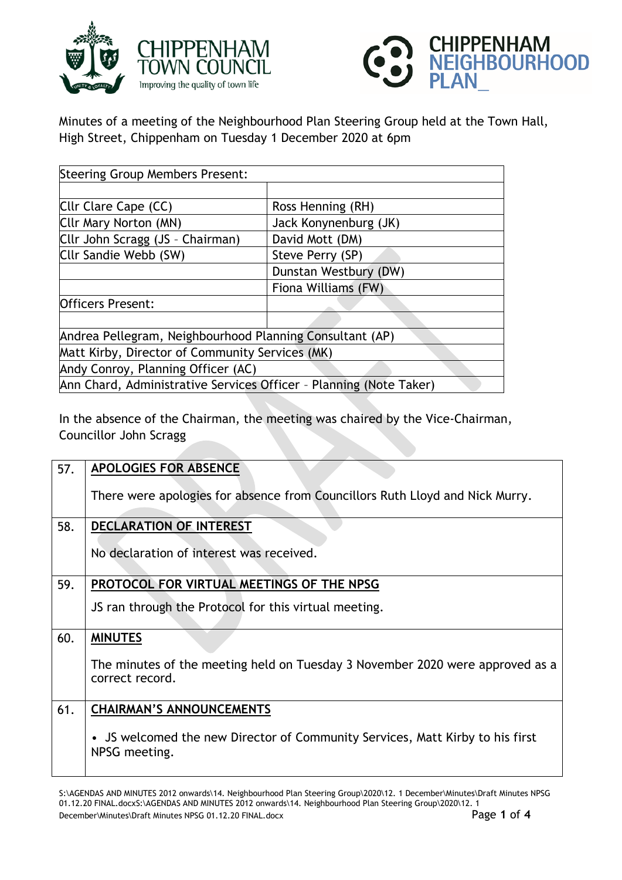Minutes of a meeting of the Neighbourhood Plan Steering Group held at the Town Hall, High Street, Chippenham on Tuesday 1 December 2020 at 6pm

| Steering Group Members Present: | |
|---|---|
| | |
| Cllr Clare Cape (CC) | Ross Henning (RH) |
| Cllr Mary Norton (MN) | Jack Konynenburg (JK) |
| Cllr John Scragg (JS – Chairman) | David Mott (DM) |
| Cllr Sandie Webb (SW) | Steve Perry (SP) |
| | Dunstan Westbury (DW) |
| | Fiona Williams (FW) |
| Officers Present: | |
| | |
| Andrea Pellegram, Neighbourhood Planning Consultant (AP) | |
| Matt Kirby, Director of Community Services (MK) | |
| Andy Conroy, Planning Officer (AC) | |
| Ann Chard, Administrative Services Officer – Planning (Note Taker) | |

In the absence of the Chairman, the meeting was chaired by the Vice-Chairman, Councillor John Scragg

| | |
|---|---|
| 57. | **APOLOGIES FOR ABSENCE**<br><br>There were apologies for absence from Councillors Ruth Lloyd and Nick Murry. |
| 58. | **DECLARATION OF INTEREST**<br><br>No declaration of interest was received. |
| 59. | **PROTOCOL FOR VIRTUAL MEETINGS OF THE NPSG**<br><br>JS ran through the Protocol for this virtual meeting. |
| 60. | **MINUTES**<br><br>The minutes of the meeting held on Tuesday 3 November 2020 were approved as a correct record. |
| 61. | **CHAIRMAN'S ANNOUNCEMENTS**<br><br>• JS welcomed the new Director of Community Services, Matt Kirby to his first NPSG meeting. |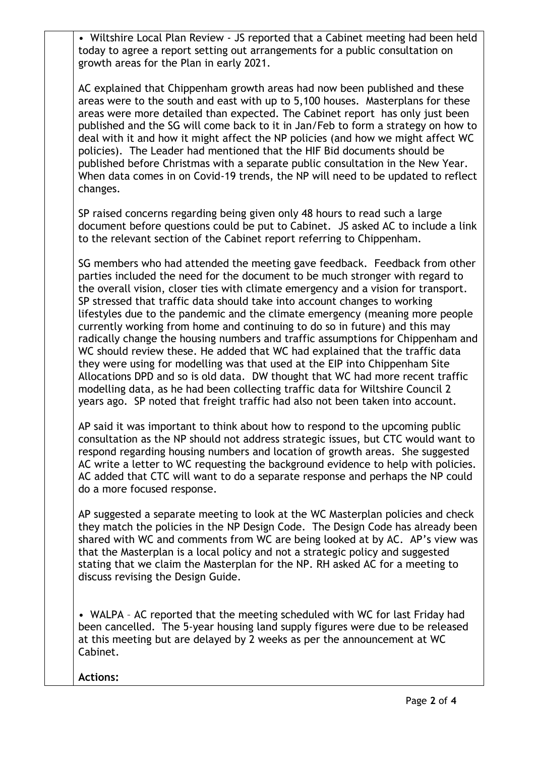• Wiltshire Local Plan Review - JS reported that a Cabinet meeting had been held today to agree a report setting out arrangements for a public consultation on growth areas for the Plan in early 2021.

AC explained that Chippenham growth areas had now been published and these areas were to the south and east with up to 5,100 houses. Masterplans for these areas were more detailed than expected. The Cabinet report has only just been published and the SG will come back to it in Jan/Feb to form a strategy on how to deal with it and how it might affect the NP policies (and how we might affect WC policies). The Leader had mentioned that the HIF Bid documents should be published before Christmas with a separate public consultation in the New Year. When data comes in on Covid-19 trends, the NP will need to be updated to reflect changes.

SP raised concerns regarding being given only 48 hours to read such a large document before questions could be put to Cabinet. JS asked AC to include a link to the relevant section of the Cabinet report referring to Chippenham.

SG members who had attended the meeting gave feedback. Feedback from other parties included the need for the document to be much stronger with regard to the overall vision, closer ties with climate emergency and a vision for transport. SP stressed that traffic data should take into account changes to working lifestyles due to the pandemic and the climate emergency (meaning more people currently working from home and continuing to do so in future) and this may radically change the housing numbers and traffic assumptions for Chippenham and WC should review these. He added that WC had explained that the traffic data they were using for modelling was that used at the EIP into Chippenham Site Allocations DPD and so is old data. DW thought that WC had more recent traffic modelling data, as he had been collecting traffic data for Wiltshire Council 2 years ago. SP noted that freight traffic had also not been taken into account.

AP said it was important to think about how to respond to the upcoming public consultation as the NP should not address strategic issues, but CTC would want to respond regarding housing numbers and location of growth areas. She suggested AC write a letter to WC requesting the background evidence to help with policies. AC added that CTC will want to do a separate response and perhaps the NP could do a more focused response.

AP suggested a separate meeting to look at the WC Masterplan policies and check they match the policies in the NP Design Code. The Design Code has already been shared with WC and comments from WC are being looked at by AC. AP's view was that the Masterplan is a local policy and not a strategic policy and suggested stating that we claim the Masterplan for the NP. RH asked AC for a meeting to discuss revising the Design Guide.

• WALPA – AC reported that the meeting scheduled with WC for last Friday had been cancelled. The 5-year housing land supply figures were due to be released at this meeting but are delayed by 2 weeks as per the announcement at WC Cabinet.

**Actions:**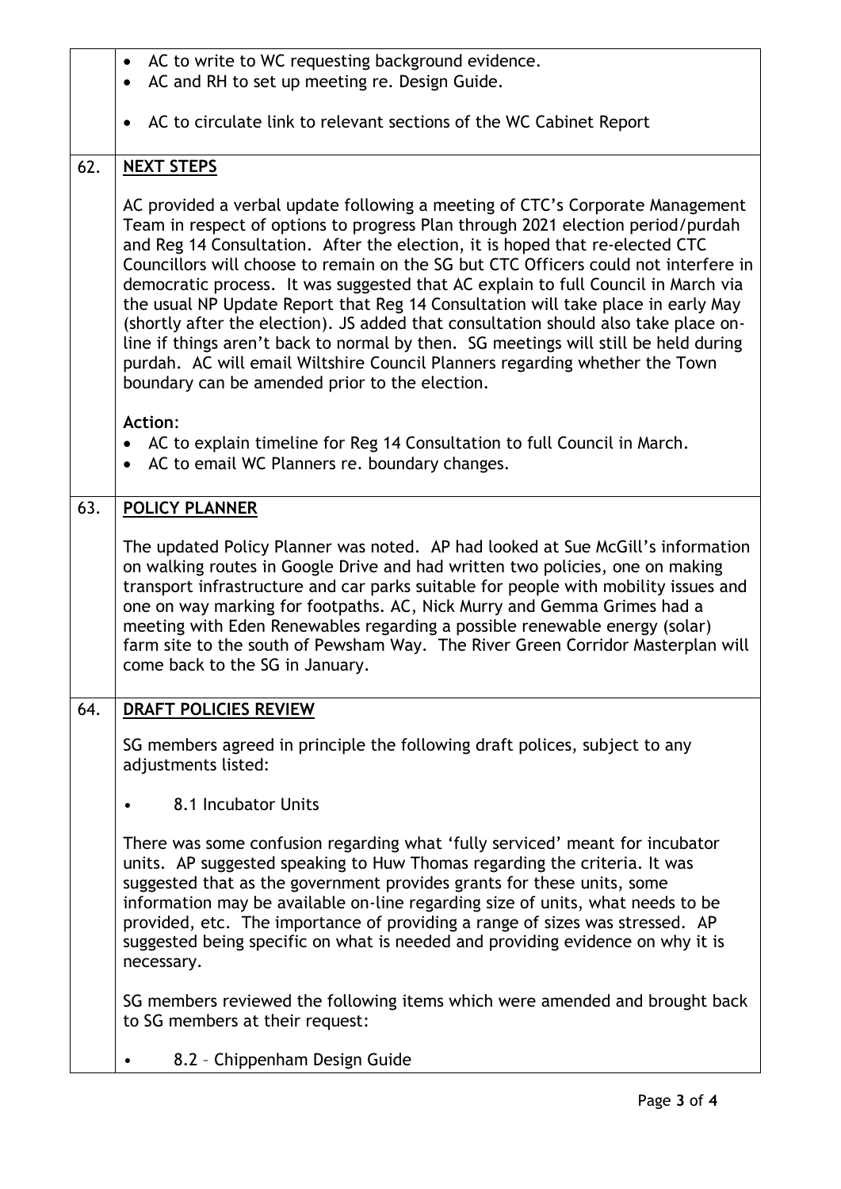|  |  |
|---|---|
|  | • AC to write to WC requesting background evidence.<br>• AC and RH to set up meeting re. Design Guide.<br><br>• AC to circulate link to relevant sections of the WC Cabinet Report |
| 62. | **NEXT STEPS**<br><br>AC provided a verbal update following a meeting of CTC's Corporate Management Team in respect of options to progress Plan through 2021 election period/purdah and Reg 14 Consultation. After the election, it is hoped that re-elected CTC Councillors will choose to remain on the SG but CTC Officers could not interfere in democratic process. It was suggested that AC explain to full Council in March via the usual NP Update Report that Reg 14 Consultation will take place in early May (shortly after the election). JS added that consultation should also take place on-line if things aren't back to normal by then. SG meetings will still be held during purdah. AC will email Wiltshire Council Planners regarding whether the Town boundary can be amended prior to the election.<br><br>**Action**:<br>• AC to explain timeline for Reg 14 Consultation to full Council in March.<br>• AC to email WC Planners re. boundary changes. |
| 63. | **POLICY PLANNER**<br><br>The updated Policy Planner was noted. AP had looked at Sue McGill's information on walking routes in Google Drive and had written two policies, one on making transport infrastructure and car parks suitable for people with mobility issues and one on way marking for footpaths. AC, Nick Murry and Gemma Grimes had a meeting with Eden Renewables regarding a possible renewable energy (solar) farm site to the south of Pewsham Way. The River Green Corridor Masterplan will come back to the SG in January. |
| 64. | **DRAFT POLICIES REVIEW**<br><br>SG members agreed in principle the following draft polices, subject to any adjustments listed:<br><br>• 8.1 Incubator Units<br><br>There was some confusion regarding what 'fully serviced' meant for incubator units. AP suggested speaking to Huw Thomas regarding the criteria. It was suggested that as the government provides grants for these units, some information may be available on-line regarding size of units, what needs to be provided, etc. The importance of providing a range of sizes was stressed. AP suggested being specific on what is needed and providing evidence on why it is necessary.<br><br>SG members reviewed the following items which were amended and brought back to SG members at their request:<br><br>• 8.2 – Chippenham Design Guide |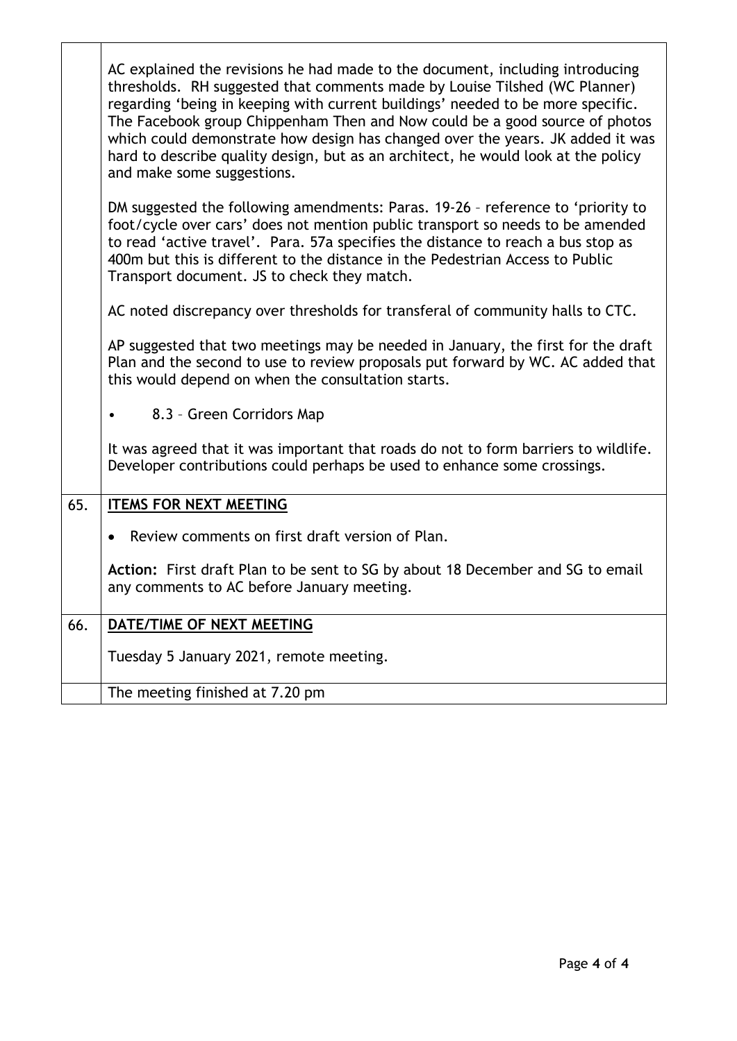| | |
|---|---|
| | AC explained the revisions he had made to the document, including introducing thresholds. RH suggested that comments made by Louise Tilshed (WC Planner) regarding 'being in keeping with current buildings' needed to be more specific. The Facebook group Chippenham Then and Now could be a good source of photos which could demonstrate how design has changed over the years. JK added it was hard to describe quality design, but as an architect, he would look at the policy and make some suggestions.<br><br>DM suggested the following amendments: Paras. 19-26 – reference to 'priority to foot/cycle over cars' does not mention public transport so needs to be amended to read 'active travel'. Para. 57a specifies the distance to reach a bus stop as 400m but this is different to the distance in the Pedestrian Access to Public Transport document. JS to check they match.<br><br>AC noted discrepancy over thresholds for transferal of community halls to CTC.<br><br>AP suggested that two meetings may be needed in January, the first for the draft Plan and the second to use to review proposals put forward by WC. AC added that this would depend on when the consultation starts.<br><br>• 8.3 – Green Corridors Map<br><br>It was agreed that it was important that roads do not to form barriers to wildlife. Developer contributions could perhaps be used to enhance some crossings. |
| 65. | **ITEMS FOR NEXT MEETING**<br><br>• Review comments on first draft version of Plan.<br><br>**Action:** First draft Plan to be sent to SG by about 18 December and SG to email any comments to AC before January meeting. |
| 66. | **DATE/TIME OF NEXT MEETING**<br><br>Tuesday 5 January 2021, remote meeting. |
| | The meeting finished at 7.20 pm |